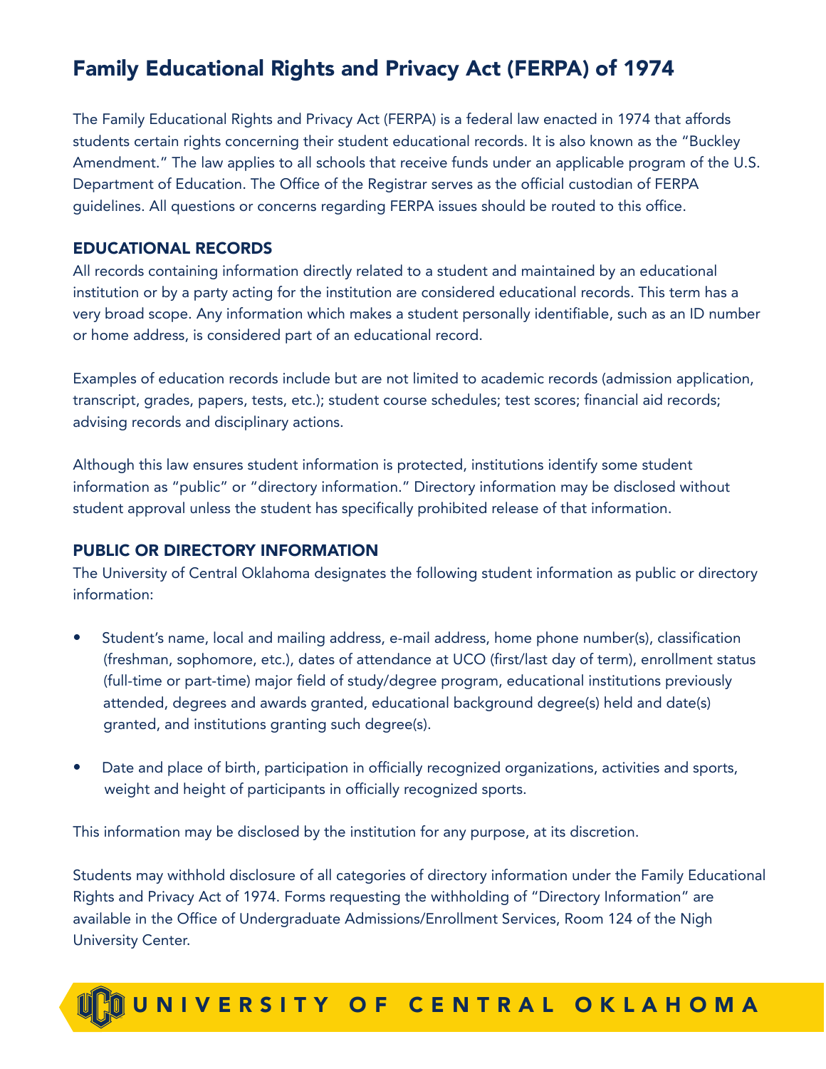# Family Educational Rights and Privacy Act (FERPA) of 1974

The Family Educational Rights and Privacy Act (FERPA) is a federal law enacted in 1974 that affords students certain rights concerning their student educational records. It is also known as the "Buckley Amendment." The law applies to all schools that receive funds under an applicable program of the U.S. Department of Education. The Office of the Registrar serves as the official custodian of FERPA guidelines. All questions or concerns regarding FERPA issues should be routed to this office.

## EDUCATIONAL RECORDS

All records containing information directly related to a student and maintained by an educational institution or by a party acting for the institution are considered educational records. This term has a very broad scope. Any information which makes a student personally identifiable, such as an ID number or home address, is considered part of an educational record.

Examples of education records include but are not limited to academic records (admission application, transcript, grades, papers, tests, etc.); student course schedules; test scores; financial aid records; advising records and disciplinary actions.

Although this law ensures student information is protected, institutions identify some student information as "public" or "directory information." Directory information may be disclosed without student approval unless the student has specifically prohibited release of that information.

## PUBLIC OR DIRECTORY INFORMATION

The University of Central Oklahoma designates the following student information as public or directory information:

- Student's name, local and mailing address, e-mail address, home phone number(s), classification (freshman, sophomore, etc.), dates of attendance at UCO (first/last day of term), enrollment status (full-time or part-time) major field of study/degree program, educational institutions previously attended, degrees and awards granted, educational background degree(s) held and date(s) granted, and institutions granting such degree(s).
- Date and place of birth, participation in officially recognized organizations, activities and sports, weight and height of participants in officially recognized sports.

This information may be disclosed by the institution for any purpose, at its discretion.

Students may withhold disclosure of all categories of directory information under the Family Educational Rights and Privacy Act of 1974. Forms requesting the withholding of "Directory Information" are available in the Office of Undergraduate Admissions/Enrollment Services, Room 124 of the Nigh University Center.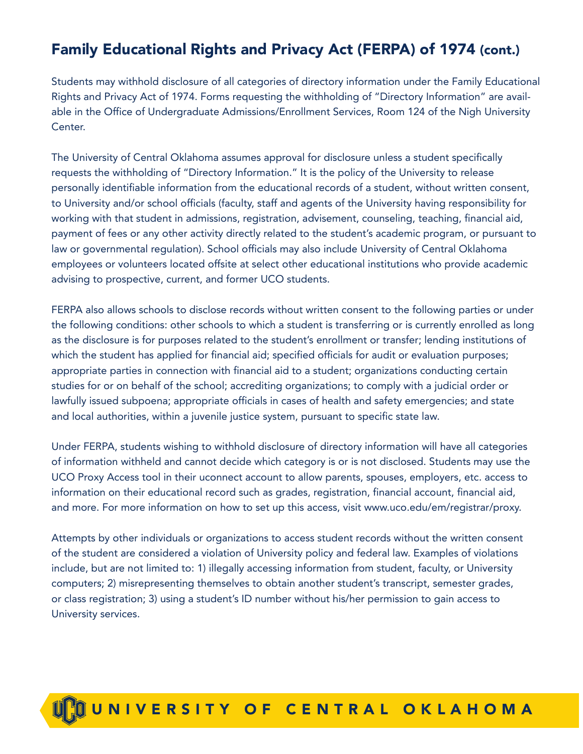# Family Educational Rights and Privacy Act (FERPA) of 1974 (cont.)

Students may withhold disclosure of all categories of directory information under the Family Educational Rights and Privacy Act of 1974. Forms requesting the withholding of "Directory Information" are available in the Office of Undergraduate Admissions/Enrollment Services, Room 124 of the Nigh University Center.

The University of Central Oklahoma assumes approval for disclosure unless a student specifically requests the withholding of "Directory Information." It is the policy of the University to release personally identifiable information from the educational records of a student, without written consent, to University and/or school officials (faculty, staff and agents of the University having responsibility for working with that student in admissions, registration, advisement, counseling, teaching, financial aid, payment of fees or any other activity directly related to the student's academic program, or pursuant to law or governmental regulation). School officials may also include University of Central Oklahoma employees or volunteers located offsite at select other educational institutions who provide academic advising to prospective, current, and former UCO students.

FERPA also allows schools to disclose records without written consent to the following parties or under the following conditions: other schools to which a student is transferring or is currently enrolled as long as the disclosure is for purposes related to the student's enrollment or transfer; lending institutions of which the student has applied for financial aid; specified officials for audit or evaluation purposes; appropriate parties in connection with financial aid to a student; organizations conducting certain studies for or on behalf of the school; accrediting organizations; to comply with a judicial order or lawfully issued subpoena; appropriate officials in cases of health and safety emergencies; and state and local authorities, within a juvenile justice system, pursuant to specific state law.

Under FERPA, students wishing to withhold disclosure of directory information will have all categories of information withheld and cannot decide which category is or is not disclosed. Students may use the UCO Proxy Access tool in their uconnect account to allow parents, spouses, employers, etc. access to information on their educational record such as grades, registration, financial account, financial aid, and more. For more information on how to set up this access, visit www.uco.edu/em/registrar/proxy.

Attempts by other individuals or organizations to access student records without the written consent of the student are considered a violation of University policy and federal law. Examples of violations include, but are not limited to: 1) illegally accessing information from student, faculty, or University computers; 2) misrepresenting themselves to obtain another student's transcript, semester grades, or class registration; 3) using a student's ID number without his/her permission to gain access to University services.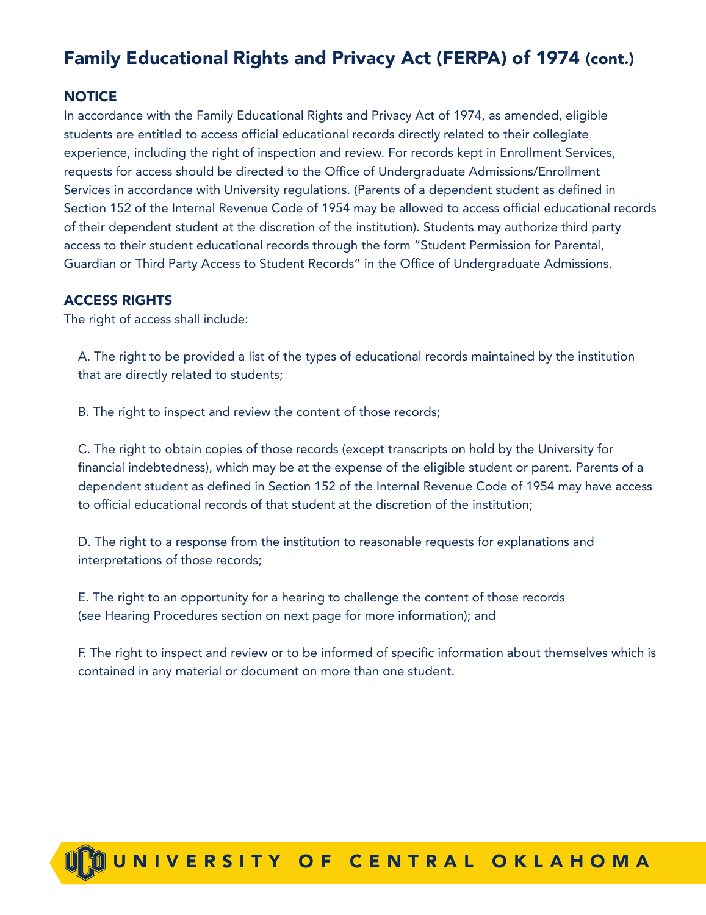# Family Educational Rights and Privacy Act (FERPA) of 1974 (cont.)

## NOTICE

In accordance with the Family Educational Rights and Privacy Act of 1974, as amended, eligible students are entitled to access official educational records directly related to their collegiate experience, including the right of inspection and review. For records kept in Enrollment Services, requests for access should be directed to the Office of Undergraduate Admissions/Enrollment Services in accordance with University regulations. (Parents of a dependent student as defined in Section 152 of the Internal Revenue Code of 1954 may be allowed to access official educational records of their dependent student at the discretion of the institution). Students may authorize third party access to their student educational records through the form "Student Permission for Parental, Guardian or Third Party Access to Student Records" in the Office of Undergraduate Admissions.

## ACCESS RIGHTS

The right of access shall include:

A. The right to be provided a list of the types of educational records maintained by the institution that are directly related to students;

B. The right to inspect and review the content of those records;

C. The right to obtain copies of those records (except transcripts on hold by the University for financial indebtedness), which may be at the expense of the eligible student or parent. Parents of a dependent student as defined in Section 152 of the Internal Revenue Code of 1954 may have access to official educational records of that student at the discretion of the institution;

D. The right to a response from the institution to reasonable requests for explanations and interpretations of those records;

E. The right to an opportunity for a hearing to challenge the content of those records (see Hearing Procedures section on next page for more information); and

F. The right to inspect and review or to be informed of specific information about themselves which is contained in any material or document on more than one student.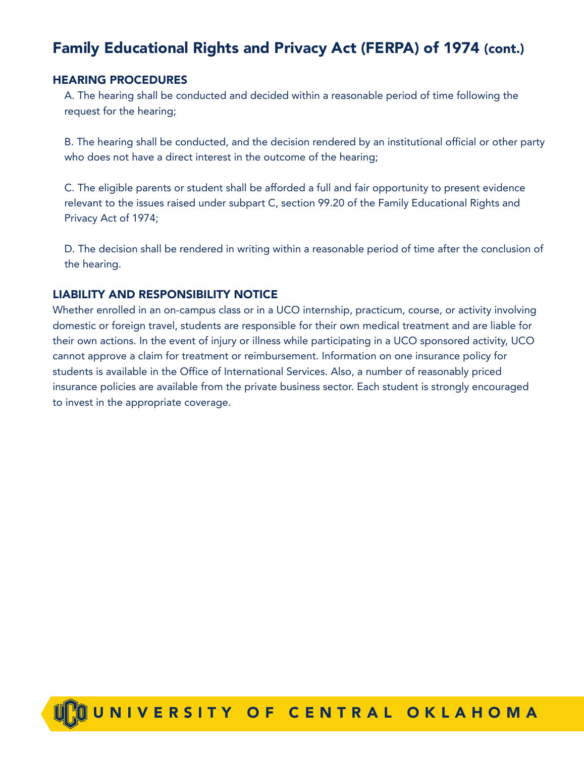# Family Educational Rights and Privacy Act (FERPA) of 1974 (cont.)

## HEARING PROCEDURES

A. The hearing shall be conducted and decided within a reasonable period of time following the request for the hearing;

B. The hearing shall be conducted, and the decision rendered by an institutional official or other party who does not have a direct interest in the outcome of the hearing;

C. The eligible parents or student shall be afforded a full and fair opportunity to present evidence relevant to the issues raised under subpart C, section 99.20 of the Family Educational Rights and Privacy Act of 1974;

D. The decision shall be rendered in writing within a reasonable period of time after the conclusion of the hearing.

## LIABILITY AND RESPONSIBILITY NOTICE

Whether enrolled in an on-campus class or in a UCO internship, practicum, course, or activity involving domestic or foreign travel, students are responsible for their own medical treatment and are liable for their own actions. In the event of injury or illness while participating in a UCO sponsored activity, UCO cannot approve a claim for treatment or reimbursement. Information on one insurance policy for students is available in the Office of International Services. Also, a number of reasonably priced insurance policies are available from the private business sector. Each student is strongly encouraged to invest in the appropriate coverage.